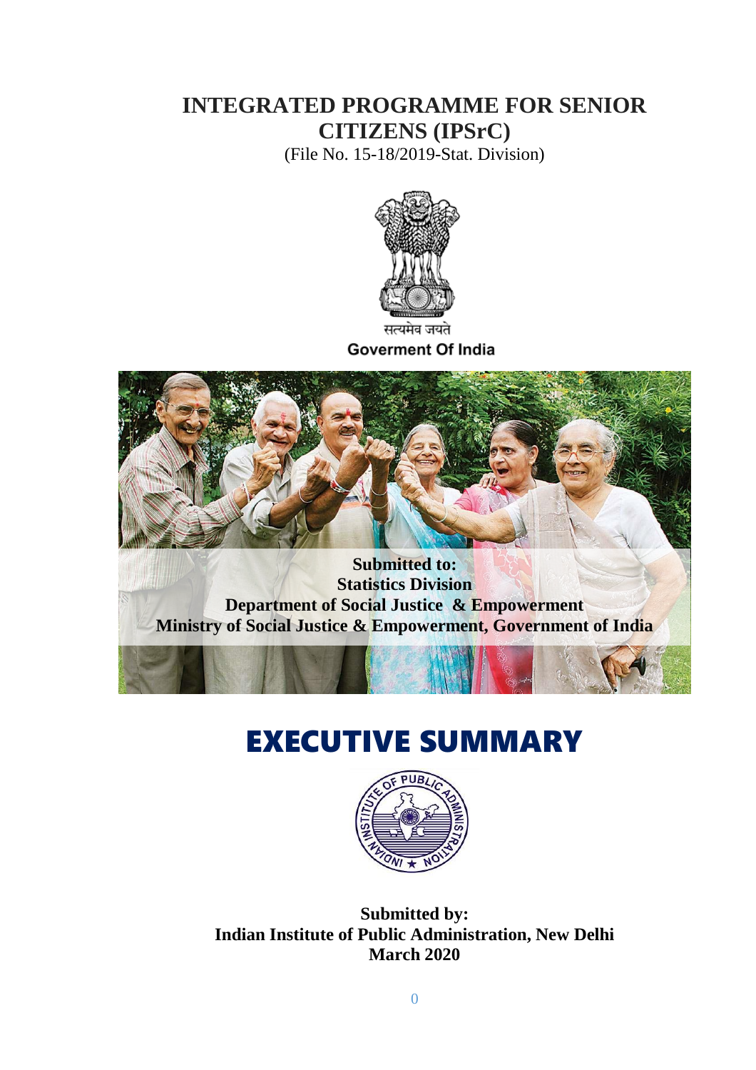# INTEGRATED PROGRAMME FOR SENIOR CITIZENS (IPSrC)

(File No. 15-18/2019-Stat. Division)

सत्यमेव जयते

Goverment Of India

**Submitted to:**
**Statistics Division**
**Department of Social Justice & Empowerment**
**Ministry of Social Justice & Empowerment, Government of India**

# EXECUTIVE SUMMARY

**Submitted by:**
**Indian Institute of Public Administration, New Delhi**
**March 2020**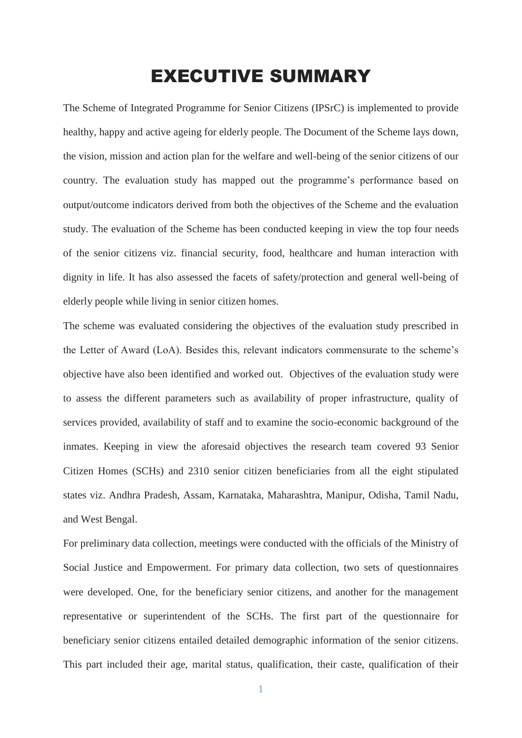# EXECUTIVE SUMMARY

The Scheme of Integrated Programme for Senior Citizens (IPSrC) is implemented to provide healthy, happy and active ageing for elderly people. The Document of the Scheme lays down, the vision, mission and action plan for the welfare and well-being of the senior citizens of our country. The evaluation study has mapped out the programme's performance based on output/outcome indicators derived from both the objectives of the Scheme and the evaluation study. The evaluation of the Scheme has been conducted keeping in view the top four needs of the senior citizens viz. financial security, food, healthcare and human interaction with dignity in life. It has also assessed the facets of safety/protection and general well-being of elderly people while living in senior citizen homes.

The scheme was evaluated considering the objectives of the evaluation study prescribed in the Letter of Award (LoA). Besides this, relevant indicators commensurate to the scheme's objective have also been identified and worked out. Objectives of the evaluation study were to assess the different parameters such as availability of proper infrastructure, quality of services provided, availability of staff and to examine the socio-economic background of the inmates. Keeping in view the aforesaid objectives the research team covered 93 Senior Citizen Homes (SCHs) and 2310 senior citizen beneficiaries from all the eight stipulated states viz. Andhra Pradesh, Assam, Karnataka, Maharashtra, Manipur, Odisha, Tamil Nadu, and West Bengal.

For preliminary data collection, meetings were conducted with the officials of the Ministry of Social Justice and Empowerment. For primary data collection, two sets of questionnaires were developed. One, for the beneficiary senior citizens, and another for the management representative or superintendent of the SCHs. The first part of the questionnaire for beneficiary senior citizens entailed detailed demographic information of the senior citizens. This part included their age, marital status, qualification, their caste, qualification of their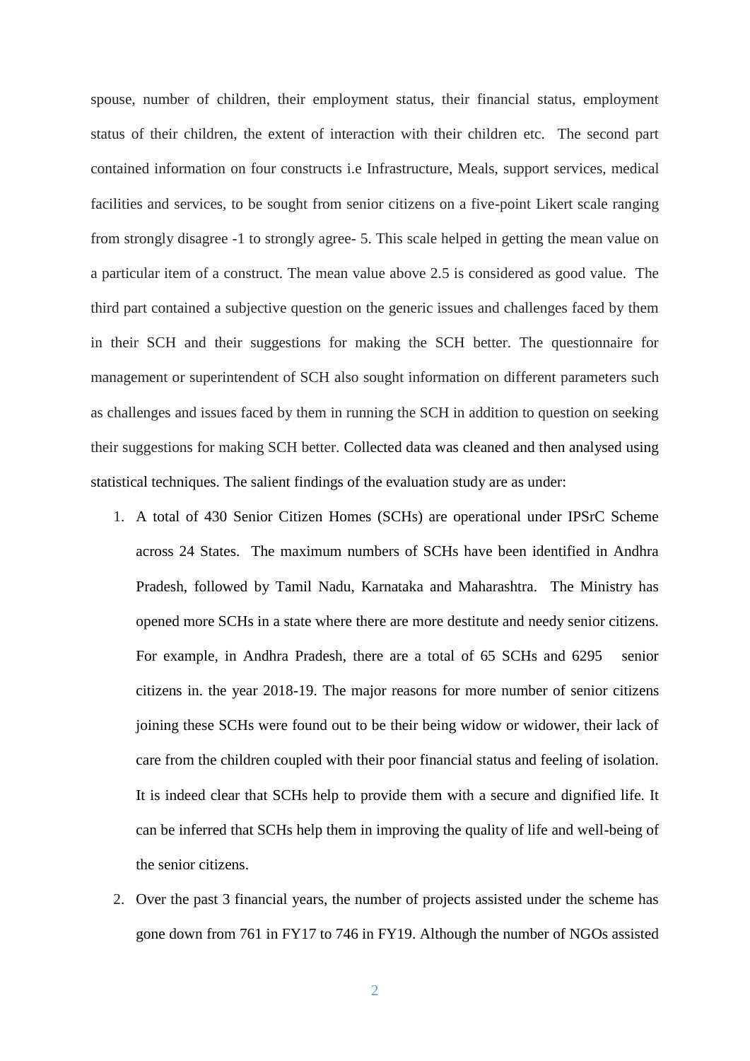spouse, number of children, their employment status, their financial status, employment status of their children, the extent of interaction with their children etc. The second part contained information on four constructs i.e Infrastructure, Meals, support services, medical facilities and services, to be sought from senior citizens on a five-point Likert scale ranging from strongly disagree -1 to strongly agree- 5. This scale helped in getting the mean value on a particular item of a construct. The mean value above 2.5 is considered as good value. The third part contained a subjective question on the generic issues and challenges faced by them in their SCH and their suggestions for making the SCH better. The questionnaire for management or superintendent of SCH also sought information on different parameters such as challenges and issues faced by them in running the SCH in addition to question on seeking their suggestions for making SCH better. Collected data was cleaned and then analysed using statistical techniques. The salient findings of the evaluation study are as under:

1. A total of 430 Senior Citizen Homes (SCHs) are operational under IPSrC Scheme across 24 States. The maximum numbers of SCHs have been identified in Andhra Pradesh, followed by Tamil Nadu, Karnataka and Maharashtra. The Ministry has opened more SCHs in a state where there are more destitute and needy senior citizens. For example, in Andhra Pradesh, there are a total of 65 SCHs and 6295 senior citizens in. the year 2018-19. The major reasons for more number of senior citizens joining these SCHs were found out to be their being widow or widower, their lack of care from the children coupled with their poor financial status and feeling of isolation. It is indeed clear that SCHs help to provide them with a secure and dignified life. It can be inferred that SCHs help them in improving the quality of life and well-being of the senior citizens.
2. Over the past 3 financial years, the number of projects assisted under the scheme has gone down from 761 in FY17 to 746 in FY19. Although the number of NGOs assisted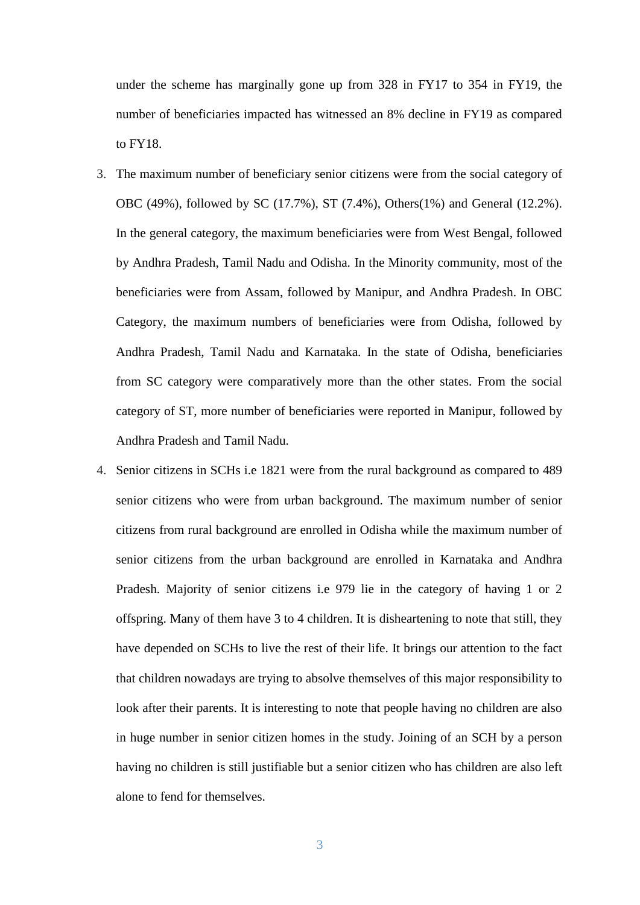under the scheme has marginally gone up from 328 in FY17 to 354 in FY19, the number of beneficiaries impacted has witnessed an 8% decline in FY19 as compared to FY18.

3. The maximum number of beneficiary senior citizens were from the social category of OBC (49%), followed by SC (17.7%), ST (7.4%), Others(1%) and General (12.2%). In the general category, the maximum beneficiaries were from West Bengal, followed by Andhra Pradesh, Tamil Nadu and Odisha. In the Minority community, most of the beneficiaries were from Assam, followed by Manipur, and Andhra Pradesh. In OBC Category, the maximum numbers of beneficiaries were from Odisha, followed by Andhra Pradesh, Tamil Nadu and Karnataka. In the state of Odisha, beneficiaries from SC category were comparatively more than the other states. From the social category of ST, more number of beneficiaries were reported in Manipur, followed by Andhra Pradesh and Tamil Nadu.
4. Senior citizens in SCHs i.e 1821 were from the rural background as compared to 489 senior citizens who were from urban background. The maximum number of senior citizens from rural background are enrolled in Odisha while the maximum number of senior citizens from the urban background are enrolled in Karnataka and Andhra Pradesh. Majority of senior citizens i.e 979 lie in the category of having 1 or 2 offspring. Many of them have 3 to 4 children. It is disheartening to note that still, they have depended on SCHs to live the rest of their life. It brings our attention to the fact that children nowadays are trying to absolve themselves of this major responsibility to look after their parents. It is interesting to note that people having no children are also in huge number in senior citizen homes in the study. Joining of an SCH by a person having no children is still justifiable but a senior citizen who has children are also left alone to fend for themselves.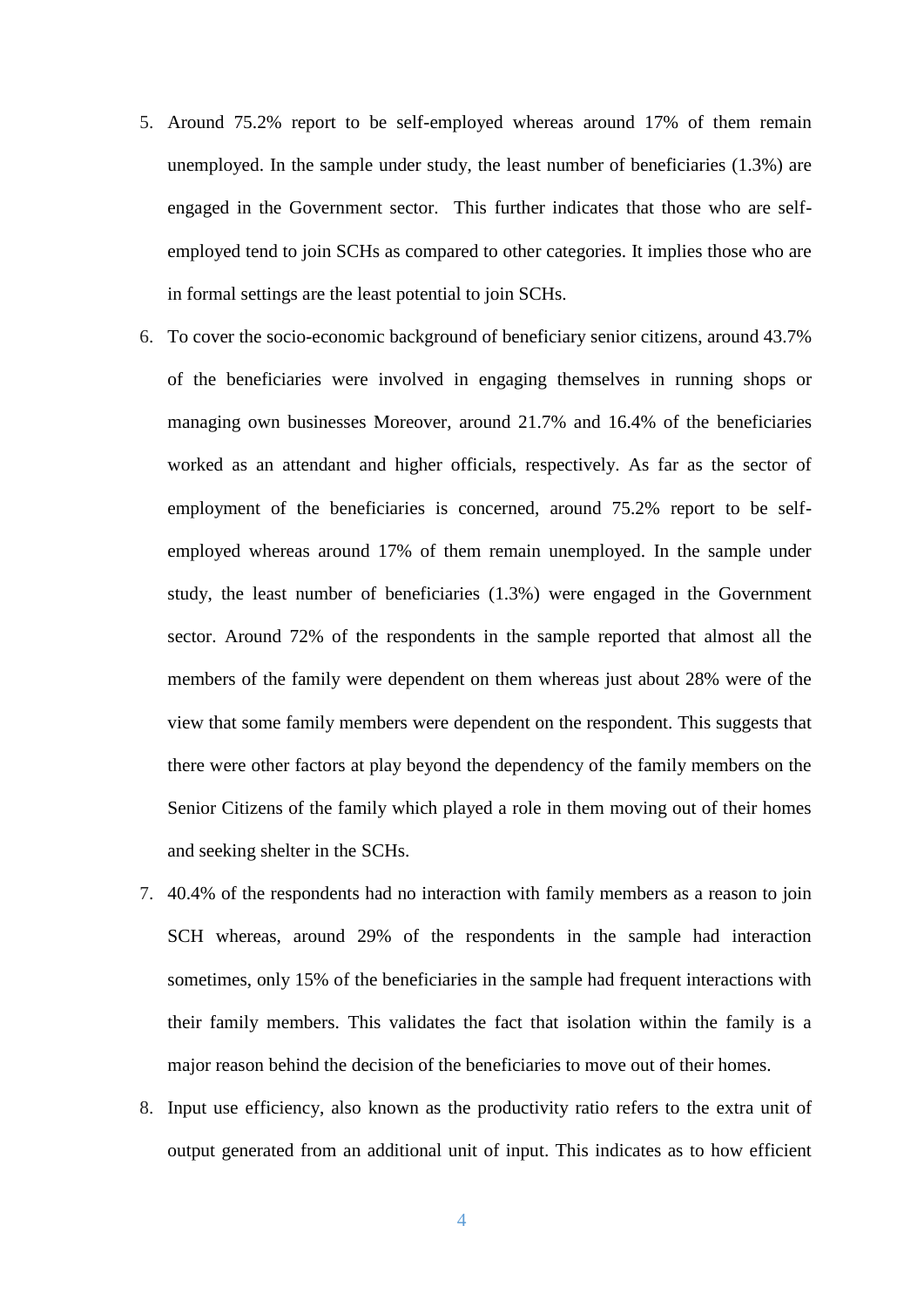5. Around 75.2% report to be self-employed whereas around 17% of them remain unemployed. In the sample under study, the least number of beneficiaries (1.3%) are engaged in the Government sector. This further indicates that those who are self-employed tend to join SCHs as compared to other categories. It implies those who are in formal settings are the least potential to join SCHs.
6. To cover the socio-economic background of beneficiary senior citizens, around 43.7% of the beneficiaries were involved in engaging themselves in running shops or managing own businesses Moreover, around 21.7% and 16.4% of the beneficiaries worked as an attendant and higher officials, respectively. As far as the sector of employment of the beneficiaries is concerned, around 75.2% report to be self-employed whereas around 17% of them remain unemployed. In the sample under study, the least number of beneficiaries (1.3%) were engaged in the Government sector. Around 72% of the respondents in the sample reported that almost all the members of the family were dependent on them whereas just about 28% were of the view that some family members were dependent on the respondent. This suggests that there were other factors at play beyond the dependency of the family members on the Senior Citizens of the family which played a role in them moving out of their homes and seeking shelter in the SCHs.
7. 40.4% of the respondents had no interaction with family members as a reason to join SCH whereas, around 29% of the respondents in the sample had interaction sometimes, only 15% of the beneficiaries in the sample had frequent interactions with their family members. This validates the fact that isolation within the family is a major reason behind the decision of the beneficiaries to move out of their homes.
8. Input use efficiency, also known as the productivity ratio refers to the extra unit of output generated from an additional unit of input. This indicates as to how efficient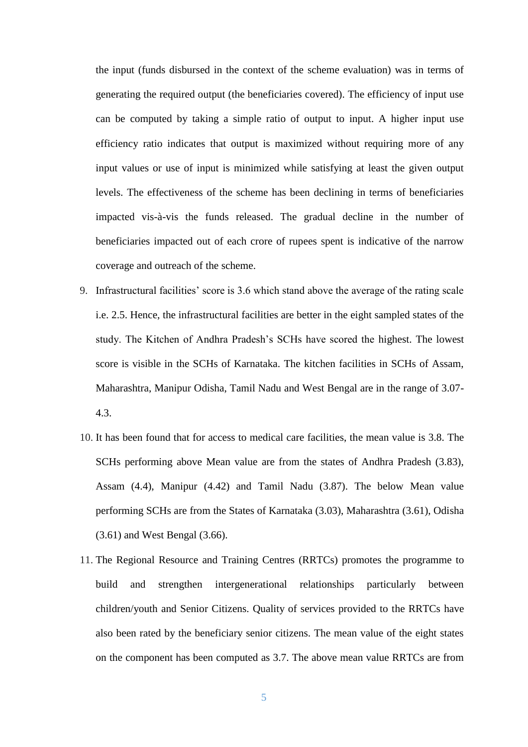the input (funds disbursed in the context of the scheme evaluation) was in terms of generating the required output (the beneficiaries covered). The efficiency of input use can be computed by taking a simple ratio of output to input. A higher input use efficiency ratio indicates that output is maximized without requiring more of any input values or use of input is minimized while satisfying at least the given output levels. The effectiveness of the scheme has been declining in terms of beneficiaries impacted vis-à-vis the funds released. The gradual decline in the number of beneficiaries impacted out of each crore of rupees spent is indicative of the narrow coverage and outreach of the scheme.

9. Infrastructural facilities' score is 3.6 which stand above the average of the rating scale i.e. 2.5. Hence, the infrastructural facilities are better in the eight sampled states of the study. The Kitchen of Andhra Pradesh's SCHs have scored the highest. The lowest score is visible in the SCHs of Karnataka. The kitchen facilities in SCHs of Assam, Maharashtra, Manipur Odisha, Tamil Nadu and West Bengal are in the range of 3.07-4.3.

10. It has been found that for access to medical care facilities, the mean value is 3.8. The SCHs performing above Mean value are from the states of Andhra Pradesh (3.83), Assam (4.4), Manipur (4.42) and Tamil Nadu (3.87). The below Mean value performing SCHs are from the States of Karnataka (3.03), Maharashtra (3.61), Odisha (3.61) and West Bengal (3.66).

11. The Regional Resource and Training Centres (RRTCs) promotes the programme to build and strengthen intergenerational relationships particularly between children/youth and Senior Citizens. Quality of services provided to the RRTCs have also been rated by the beneficiary senior citizens. The mean value of the eight states on the component has been computed as 3.7. The above mean value RRTCs are from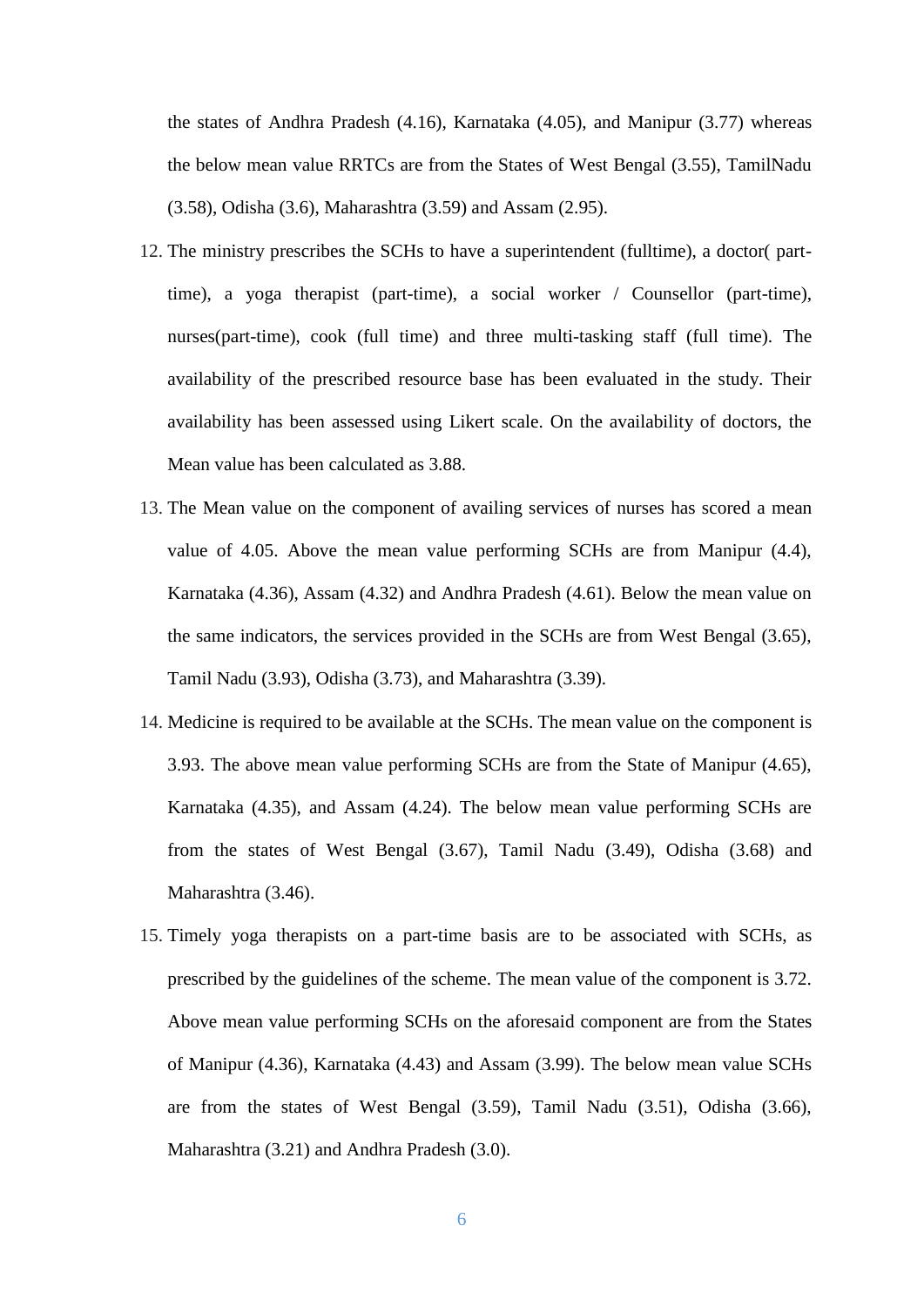the states of Andhra Pradesh (4.16), Karnataka (4.05), and Manipur (3.77) whereas the below mean value RRTCs are from the States of West Bengal (3.55), TamilNadu (3.58), Odisha (3.6), Maharashtra (3.59) and Assam (2.95).

12. The ministry prescribes the SCHs to have a superintendent (fulltime), a doctor( part-time), a yoga therapist (part-time), a social worker / Counsellor (part-time), nurses(part-time), cook (full time) and three multi-tasking staff (full time). The availability of the prescribed resource base has been evaluated in the study. Their availability has been assessed using Likert scale. On the availability of doctors, the Mean value has been calculated as 3.88.
13. The Mean value on the component of availing services of nurses has scored a mean value of 4.05. Above the mean value performing SCHs are from Manipur (4.4), Karnataka (4.36), Assam (4.32) and Andhra Pradesh (4.61). Below the mean value on the same indicators, the services provided in the SCHs are from West Bengal (3.65), Tamil Nadu (3.93), Odisha (3.73), and Maharashtra (3.39).
14. Medicine is required to be available at the SCHs. The mean value on the component is 3.93. The above mean value performing SCHs are from the State of Manipur (4.65), Karnataka (4.35), and Assam (4.24). The below mean value performing SCHs are from the states of West Bengal (3.67), Tamil Nadu (3.49), Odisha (3.68) and Maharashtra (3.46).
15. Timely yoga therapists on a part-time basis are to be associated with SCHs, as prescribed by the guidelines of the scheme. The mean value of the component is 3.72. Above mean value performing SCHs on the aforesaid component are from the States of Manipur (4.36), Karnataka (4.43) and Assam (3.99). The below mean value SCHs are from the states of West Bengal (3.59), Tamil Nadu (3.51), Odisha (3.66), Maharashtra (3.21) and Andhra Pradesh (3.0).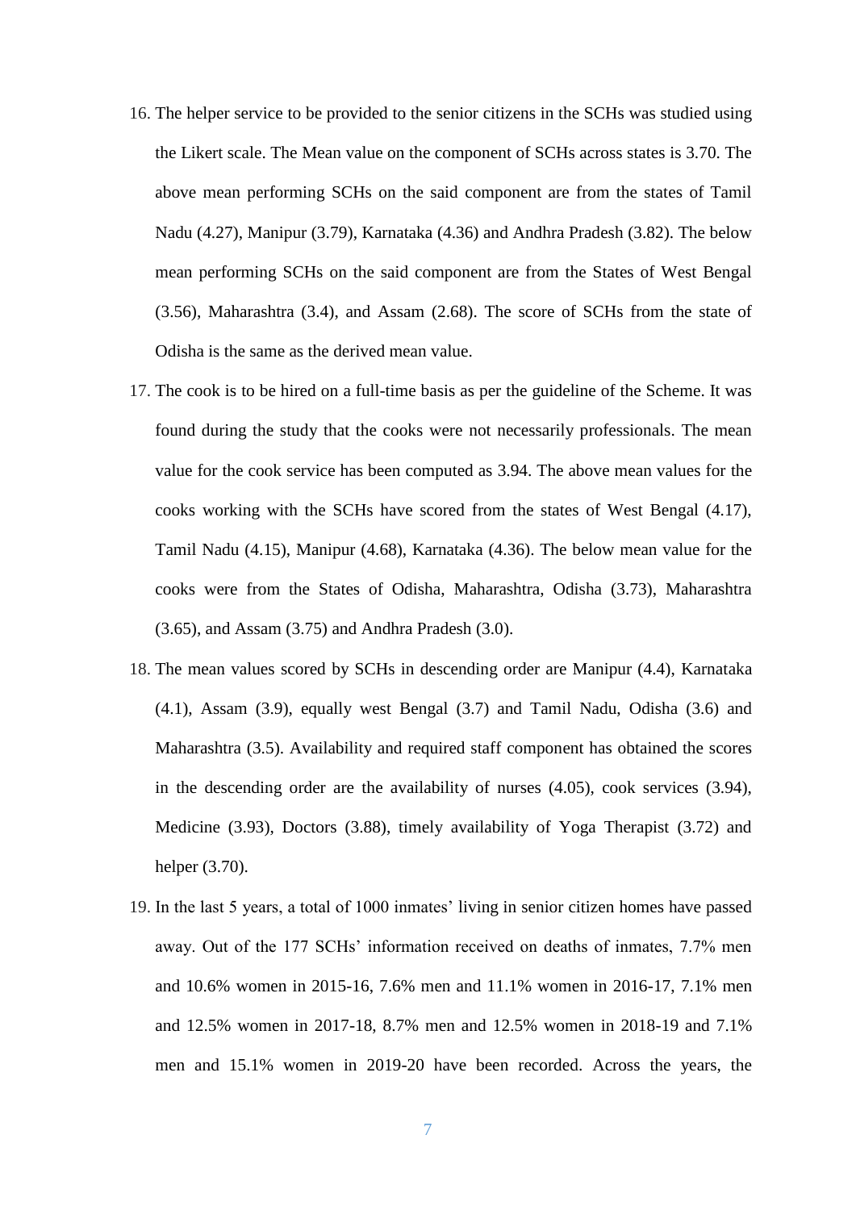16. The helper service to be provided to the senior citizens in the SCHs was studied using the Likert scale. The Mean value on the component of SCHs across states is 3.70. The above mean performing SCHs on the said component are from the states of Tamil Nadu (4.27), Manipur (3.79), Karnataka (4.36) and Andhra Pradesh (3.82). The below mean performing SCHs on the said component are from the States of West Bengal (3.56), Maharashtra (3.4), and Assam (2.68). The score of SCHs from the state of Odisha is the same as the derived mean value.
17. The cook is to be hired on a full-time basis as per the guideline of the Scheme. It was found during the study that the cooks were not necessarily professionals. The mean value for the cook service has been computed as 3.94. The above mean values for the cooks working with the SCHs have scored from the states of West Bengal (4.17), Tamil Nadu (4.15), Manipur (4.68), Karnataka (4.36). The below mean value for the cooks were from the States of Odisha, Maharashtra, Odisha (3.73), Maharashtra (3.65), and Assam (3.75) and Andhra Pradesh (3.0).
18. The mean values scored by SCHs in descending order are Manipur (4.4), Karnataka (4.1), Assam (3.9), equally west Bengal (3.7) and Tamil Nadu, Odisha (3.6) and Maharashtra (3.5). Availability and required staff component has obtained the scores in the descending order are the availability of nurses (4.05), cook services (3.94), Medicine (3.93), Doctors (3.88), timely availability of Yoga Therapist (3.72) and helper (3.70).
19. In the last 5 years, a total of 1000 inmates' living in senior citizen homes have passed away. Out of the 177 SCHs' information received on deaths of inmates, 7.7% men and 10.6% women in 2015-16, 7.6% men and 11.1% women in 2016-17, 7.1% men and 12.5% women in 2017-18, 8.7% men and 12.5% women in 2018-19 and 7.1% men and 15.1% women in 2019-20 have been recorded. Across the years, the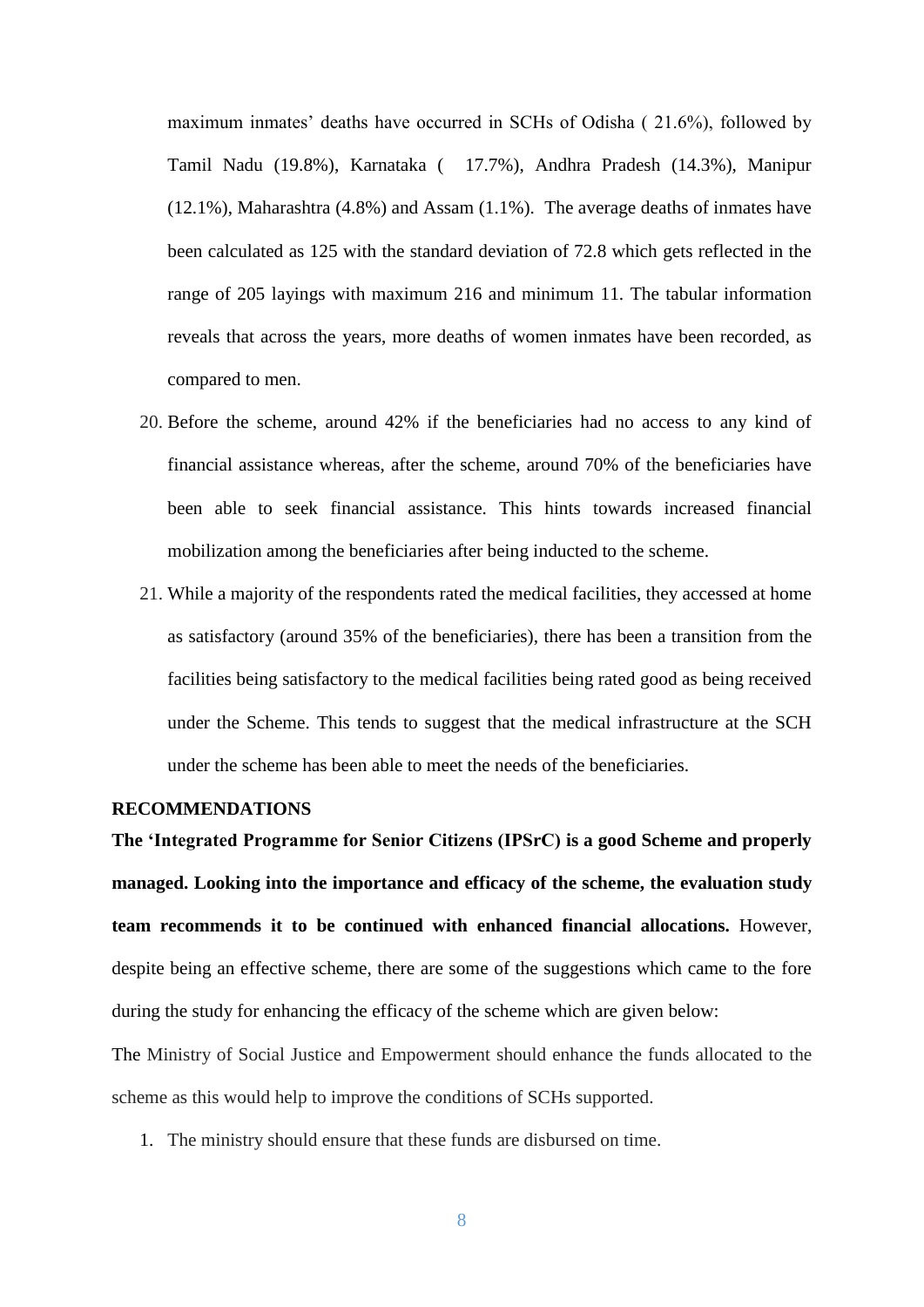maximum inmates' deaths have occurred in SCHs of Odisha ( 21.6%), followed by Tamil Nadu (19.8%), Karnataka ( 17.7%), Andhra Pradesh (14.3%), Manipur (12.1%), Maharashtra (4.8%) and Assam (1.1%). The average deaths of inmates have been calculated as 125 with the standard deviation of 72.8 which gets reflected in the range of 205 layings with maximum 216 and minimum 11. The tabular information reveals that across the years, more deaths of women inmates have been recorded, as compared to men.

20. Before the scheme, around 42% if the beneficiaries had no access to any kind of financial assistance whereas, after the scheme, around 70% of the beneficiaries have been able to seek financial assistance. This hints towards increased financial mobilization among the beneficiaries after being inducted to the scheme.
21. While a majority of the respondents rated the medical facilities, they accessed at home as satisfactory (around 35% of the beneficiaries), there has been a transition from the facilities being satisfactory to the medical facilities being rated good as being received under the Scheme. This tends to suggest that the medical infrastructure at the SCH under the scheme has been able to meet the needs of the beneficiaries.

**RECOMMENDATIONS**

**The 'Integrated Programme for Senior Citizens (IPSrC) is a good Scheme and properly managed. Looking into the importance and efficacy of the scheme, the evaluation study team recommends it to be continued with enhanced financial allocations.** However, despite being an effective scheme, there are some of the suggestions which came to the fore during the study for enhancing the efficacy of the scheme which are given below:

The Ministry of Social Justice and Empowerment should enhance the funds allocated to the scheme as this would help to improve the conditions of SCHs supported.

1. The ministry should ensure that these funds are disbursed on time.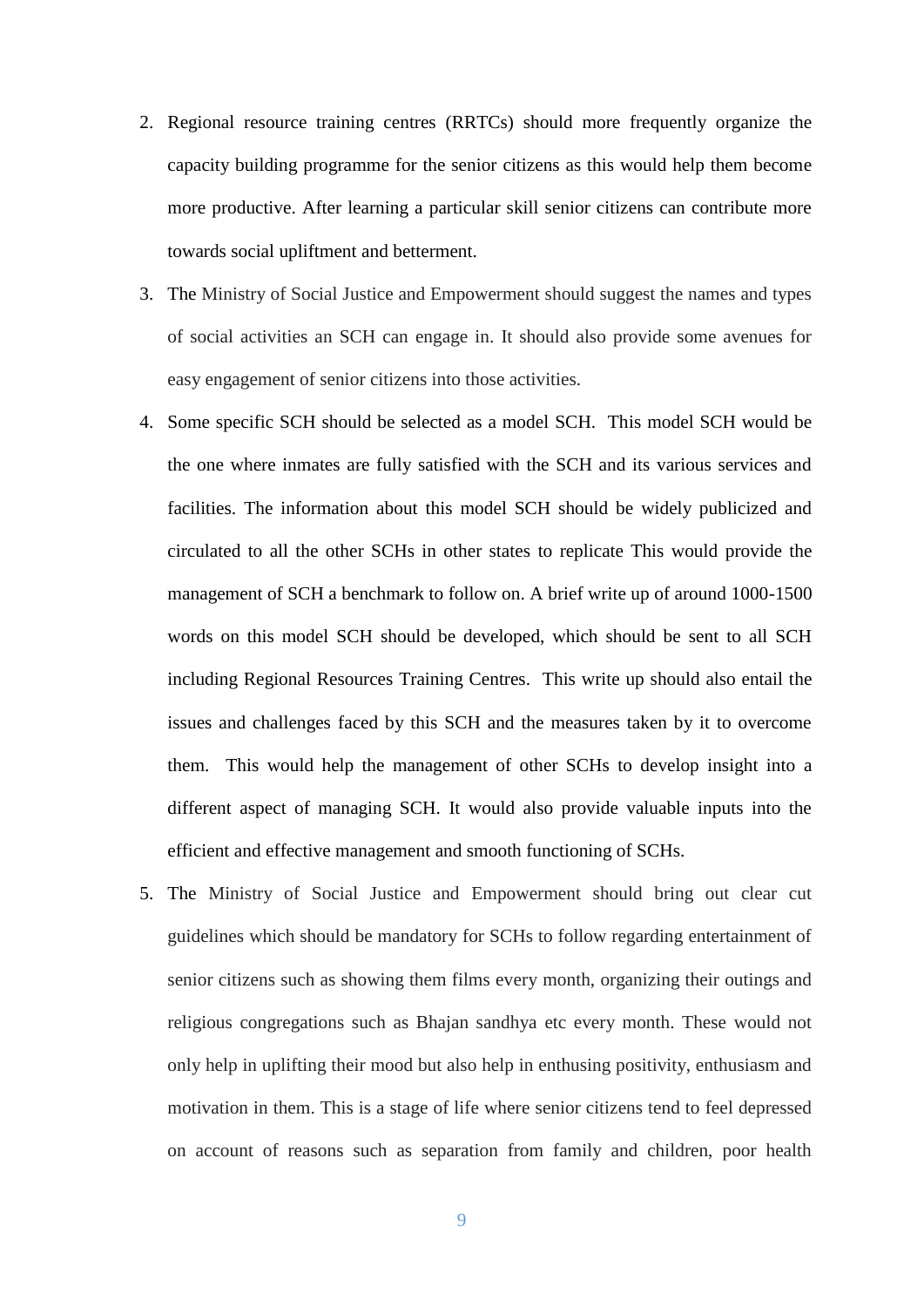2. Regional resource training centres (RRTCs) should more frequently organize the capacity building programme for the senior citizens as this would help them become more productive. After learning a particular skill senior citizens can contribute more towards social upliftment and betterment.
3. The Ministry of Social Justice and Empowerment should suggest the names and types of social activities an SCH can engage in. It should also provide some avenues for easy engagement of senior citizens into those activities.
4. Some specific SCH should be selected as a model SCH. This model SCH would be the one where inmates are fully satisfied with the SCH and its various services and facilities. The information about this model SCH should be widely publicized and circulated to all the other SCHs in other states to replicate This would provide the management of SCH a benchmark to follow on. A brief write up of around 1000-1500 words on this model SCH should be developed, which should be sent to all SCH including Regional Resources Training Centres. This write up should also entail the issues and challenges faced by this SCH and the measures taken by it to overcome them. This would help the management of other SCHs to develop insight into a different aspect of managing SCH. It would also provide valuable inputs into the efficient and effective management and smooth functioning of SCHs.
5. The Ministry of Social Justice and Empowerment should bring out clear cut guidelines which should be mandatory for SCHs to follow regarding entertainment of senior citizens such as showing them films every month, organizing their outings and religious congregations such as Bhajan sandhya etc every month. These would not only help in uplifting their mood but also help in enthusing positivity, enthusiasm and motivation in them. This is a stage of life where senior citizens tend to feel depressed on account of reasons such as separation from family and children, poor health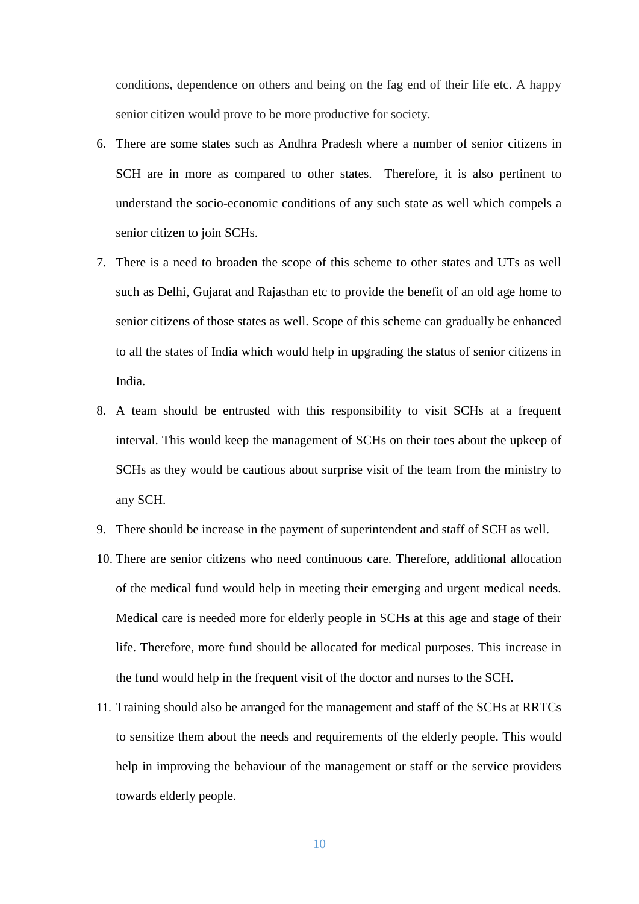conditions, dependence on others and being on the fag end of their life etc. A happy senior citizen would prove to be more productive for society.

6. There are some states such as Andhra Pradesh where a number of senior citizens in SCH are in more as compared to other states. Therefore, it is also pertinent to understand the socio-economic conditions of any such state as well which compels a senior citizen to join SCHs.
7. There is a need to broaden the scope of this scheme to other states and UTs as well such as Delhi, Gujarat and Rajasthan etc to provide the benefit of an old age home to senior citizens of those states as well. Scope of this scheme can gradually be enhanced to all the states of India which would help in upgrading the status of senior citizens in India.
8. A team should be entrusted with this responsibility to visit SCHs at a frequent interval. This would keep the management of SCHs on their toes about the upkeep of SCHs as they would be cautious about surprise visit of the team from the ministry to any SCH.
9. There should be increase in the payment of superintendent and staff of SCH as well.
10. There are senior citizens who need continuous care. Therefore, additional allocation of the medical fund would help in meeting their emerging and urgent medical needs. Medical care is needed more for elderly people in SCHs at this age and stage of their life. Therefore, more fund should be allocated for medical purposes. This increase in the fund would help in the frequent visit of the doctor and nurses to the SCH.
11. Training should also be arranged for the management and staff of the SCHs at RRTCs to sensitize them about the needs and requirements of the elderly people. This would help in improving the behaviour of the management or staff or the service providers towards elderly people.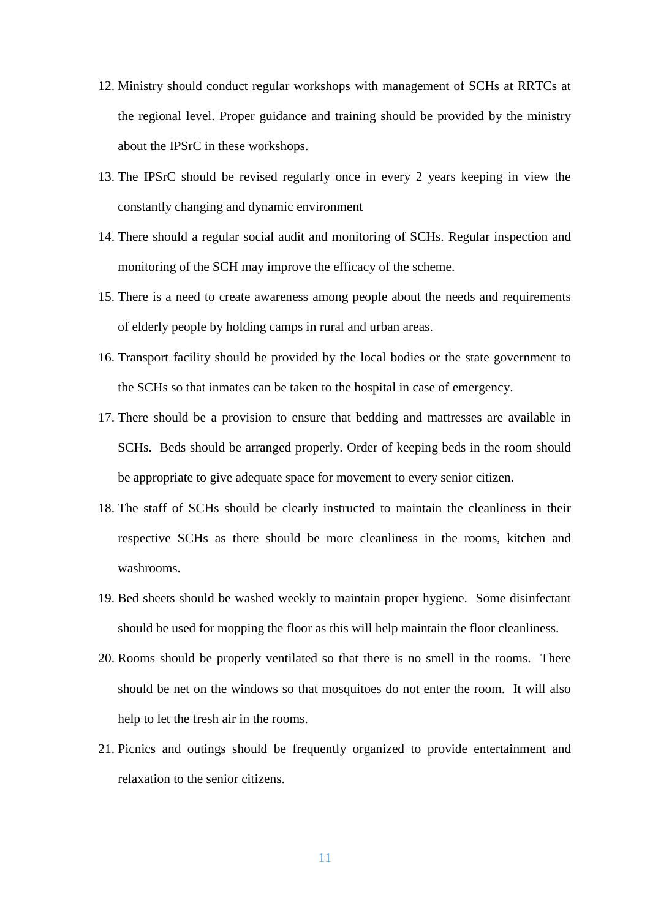12. Ministry should conduct regular workshops with management of SCHs at RRTCs at the regional level. Proper guidance and training should be provided by the ministry about the IPSrC in these workshops.
13. The IPSrC should be revised regularly once in every 2 years keeping in view the constantly changing and dynamic environment
14. There should a regular social audit and monitoring of SCHs. Regular inspection and monitoring of the SCH may improve the efficacy of the scheme.
15. There is a need to create awareness among people about the needs and requirements of elderly people by holding camps in rural and urban areas.
16. Transport facility should be provided by the local bodies or the state government to the SCHs so that inmates can be taken to the hospital in case of emergency.
17. There should be a provision to ensure that bedding and mattresses are available in SCHs. Beds should be arranged properly. Order of keeping beds in the room should be appropriate to give adequate space for movement to every senior citizen.
18. The staff of SCHs should be clearly instructed to maintain the cleanliness in their respective SCHs as there should be more cleanliness in the rooms, kitchen and washrooms.
19. Bed sheets should be washed weekly to maintain proper hygiene. Some disinfectant should be used for mopping the floor as this will help maintain the floor cleanliness.
20. Rooms should be properly ventilated so that there is no smell in the rooms. There should be net on the windows so that mosquitoes do not enter the room. It will also help to let the fresh air in the rooms.
21. Picnics and outings should be frequently organized to provide entertainment and relaxation to the senior citizens.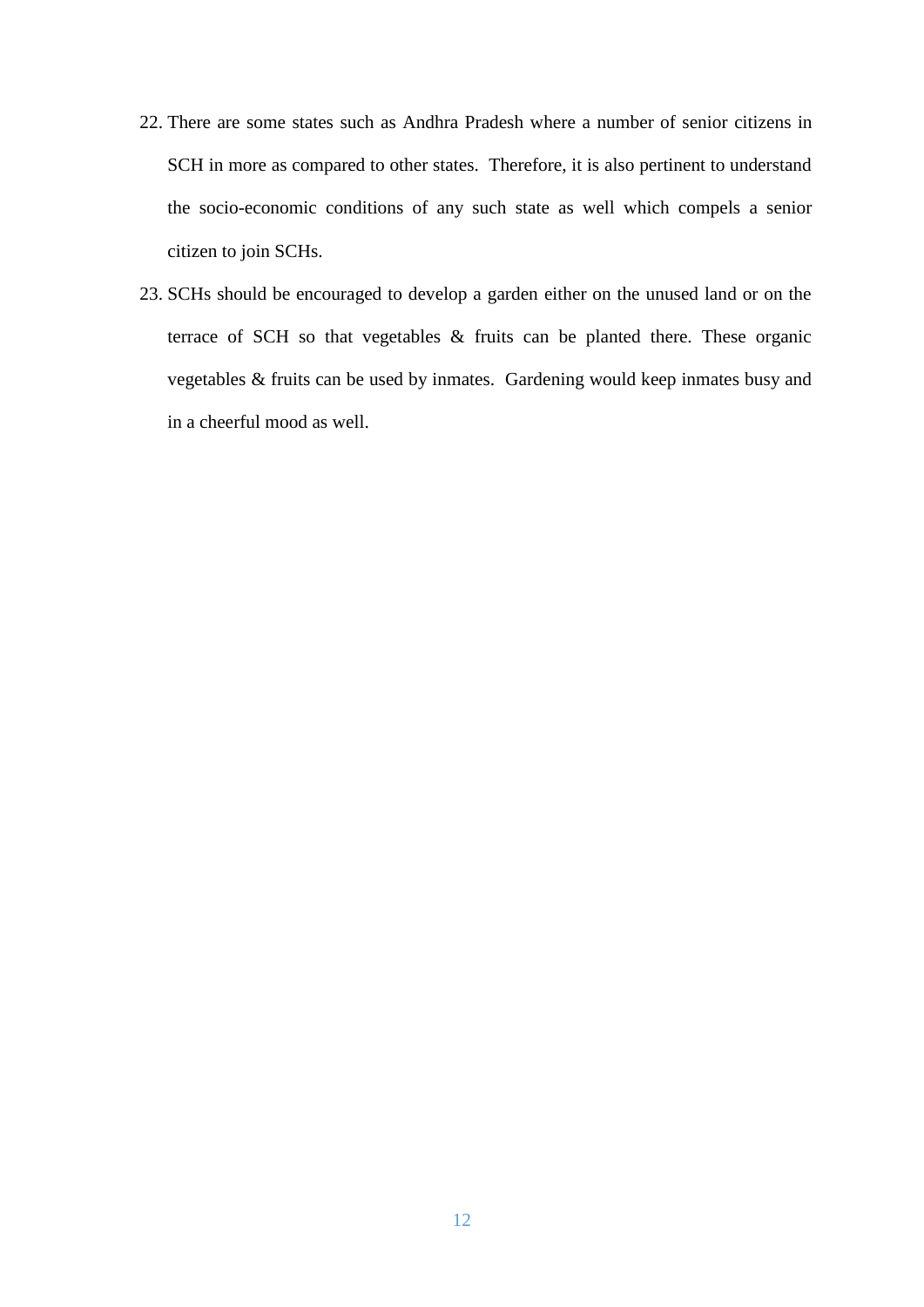22. There are some states such as Andhra Pradesh where a number of senior citizens in SCH in more as compared to other states. Therefore, it is also pertinent to understand the socio-economic conditions of any such state as well which compels a senior citizen to join SCHs.
23. SCHs should be encouraged to develop a garden either on the unused land or on the terrace of SCH so that vegetables & fruits can be planted there. These organic vegetables & fruits can be used by inmates. Gardening would keep inmates busy and in a cheerful mood as well.